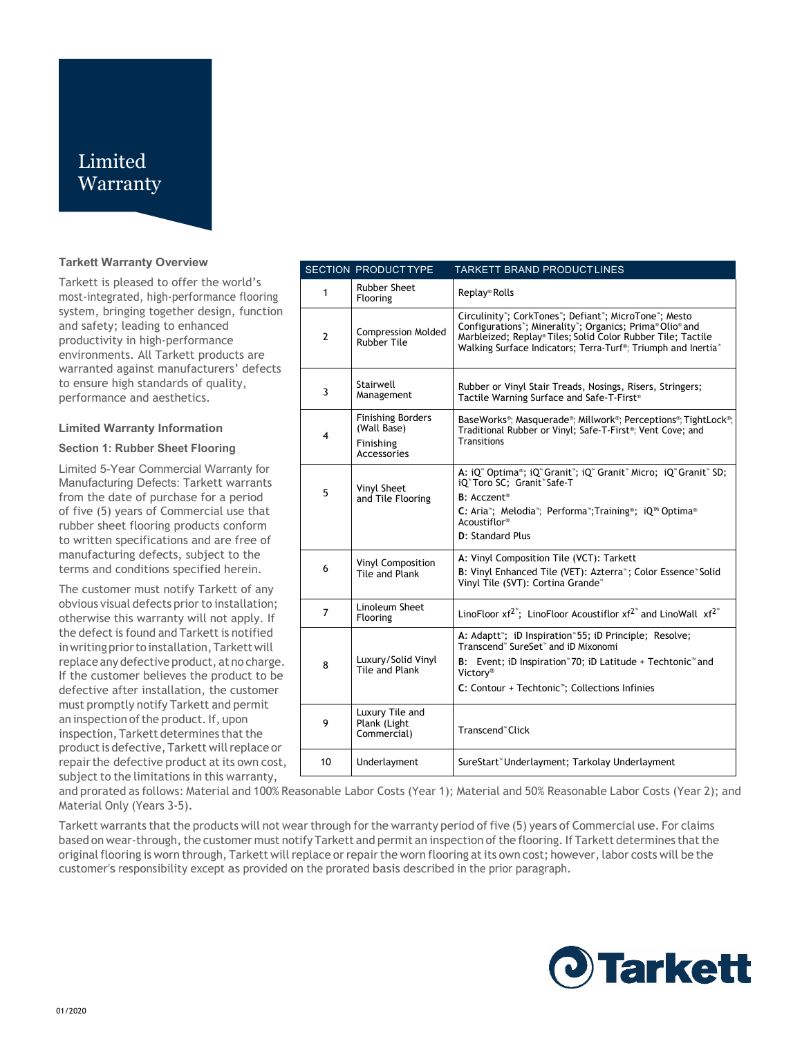# Limited Warranty

### Tarkett Warranty Overview

Tarkett is pleased to offer the world's most-integrated, high-performance flooring system, bringing together design, function and safety; leading to enhanced productivity in high-performance environments. All Tarkett products are warranted against manufacturers' defects to ensure high standards of quality, performance and aesthetics.

| SECTION | PRODUCT TYPE | TARKETT BRAND PRODUCT LINES |
|---|---|---|
| 1 | Rubber Sheet Flooring | Replay® Rolls |
| 2 | Compression Molded Rubber Tile | Circulinity™; CorkTones™; Defiant™; MicroTone™; Mesto Configurations™; Minerality™; Organics; Prima® Olio® and Marbleized; Replay® Tiles; Solid Color Rubber Tile; Tactile Walking Surface Indicators; Terra-Turf®; Triumph and Inertia™ |
| 3 | Stairwell Management | Rubber or Vinyl Stair Treads, Nosings, Risers, Stringers; Tactile Warning Surface and Safe-T-First® |
| 4 | Finishing Borders (Wall Base) Finishing Accessories | BaseWorks®; Masquerade®; Millwork®; Perceptions®; TightLock®; Traditional Rubber or Vinyl; Safe-T-First®; Vent Cove; and Transitions |
| 5 | Vinyl Sheet and Tile Flooring | **A**: iQ™ Optima®; iQ™ Granit™; iQ™ Granit™ Micro; iQ™ Granit™ SD; iQ™ Toro SC; Granit™ Safe-T **B**: Acczent® **C**: Aria™; Melodia™; Performa™; Training®; iQ™ Optima® Acoustiflor® **D**: Standard Plus |
| 6 | Vinyl Composition Tile and Plank | **A**: Vinyl Composition Tile (VCT): Tarkett **B**: Vinyl Enhanced Tile (VET): Azterra™; Color Essence™ Solid Vinyl Tile (SVT): Cortina Grande™ |
| 7 | Linoleum Sheet Flooring | LinoFloor xf2™; LinoFloor Acoustiflor xf2™ and LinoWall xf2™ |
| 8 | Luxury/Solid Vinyl Tile and Plank | **A**: Adaptt™; iD Inspiration™ 55; iD Principle; Resolve; Transcend™ SureSet™ and iD Mixonomi **B**: Event; iD Inspiration™ 70; iD Latitude + Techtonic™ and Victory® **C**: Contour + Techtonic™; Collections Infinies |
| 9 | Luxury Tile and Plank (Light Commercial) | Transcend™ Click |
| 10 | Underlayment | SureStart™ Underlayment; Tarkolay Underlayment |

### Limited Warranty Information

#### Section 1: Rubber Sheet Flooring

Limited 5-Year Commercial Warranty for Manufacturing Defects: Tarkett warrants from the date of purchase for a period of five (5) years of Commercial use that rubber sheet flooring products conform to written specifications and are free of manufacturing defects, subject to the terms and conditions specified herein.

The customer must notify Tarkett of any obvious visual defects prior to installation; otherwise this warranty will not apply. If the defect is found and Tarkett is notified in writing prior to installation, Tarkett will replace any defective product, at no charge. If the customer believes the product to be defective after installation, the customer must promptly notify Tarkett and permit an inspection of the product. If, upon inspection, Tarkett determines that the product is defective, Tarkett will replace or repair the defective product at its own cost, subject to the limitations in this warranty, and prorated as follows: Material and 100% Reasonable Labor Costs (Year 1); Material and 50% Reasonable Labor Costs (Year 2); and Material Only (Years 3-5).

Tarkett warrants that the products will not wear through for the warranty period of five (5) years of Commercial use. For claims based on wear-through, the customer must notify Tarkett and permit an inspection of the flooring. If Tarkett determines that the original flooring is worn through, Tarkett will replace or repair the worn flooring at its own cost; however, labor costs will be the customer's responsibility except as provided on the prorated basis described in the prior paragraph.

01/2020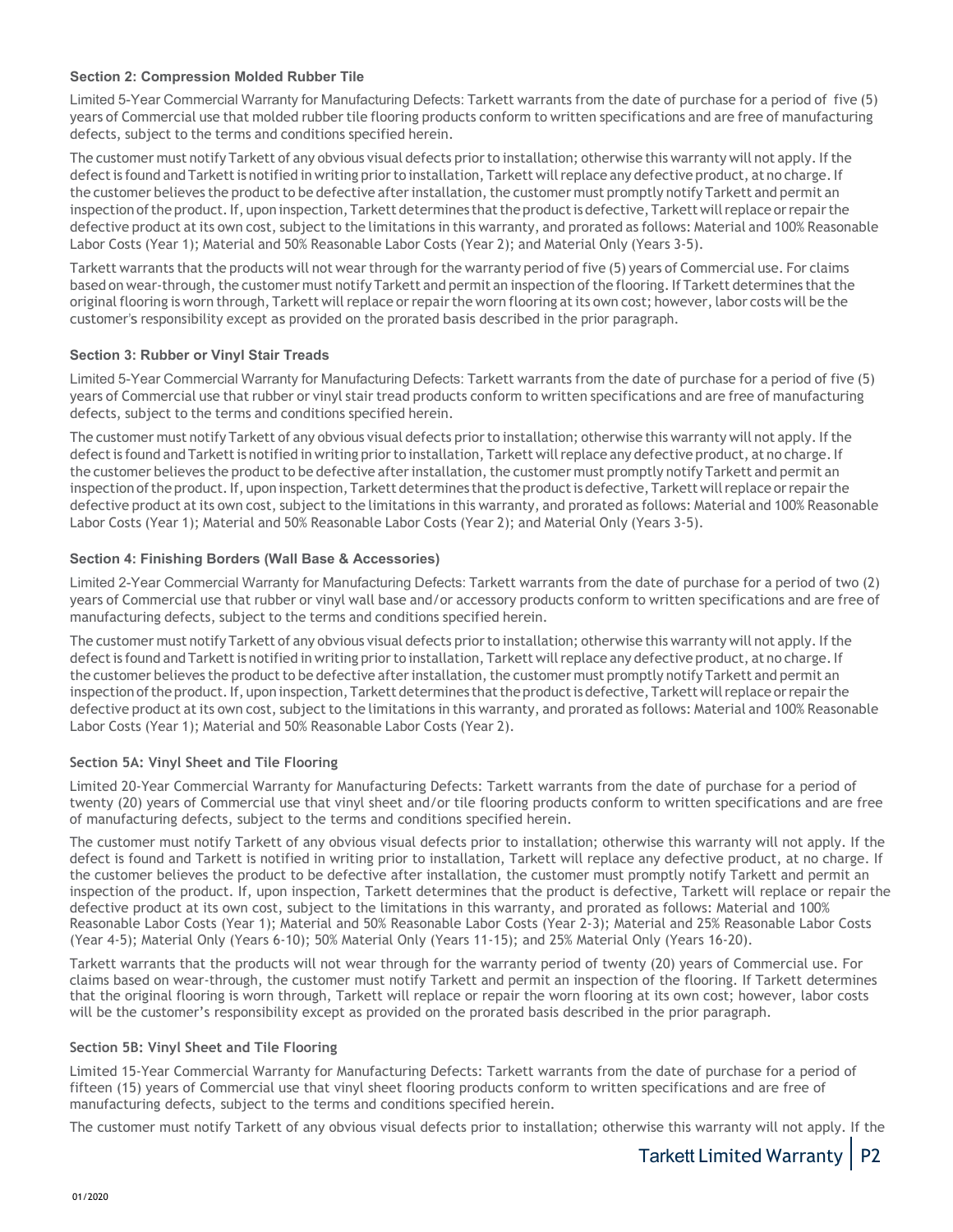### Section 2: Compression Molded Rubber Tile

Limited 5-Year Commercial Warranty for Manufacturing Defects: Tarkett warrants from the date of purchase for a period of five (5) years of Commercial use that molded rubber tile flooring products conform to written specifications and are free of manufacturing defects, subject to the terms and conditions specified herein.

The customer must notify Tarkett of any obvious visual defects prior to installation; otherwise this warranty will not apply. If the defect is found and Tarkett is notified in writing prior to installation, Tarkett will replace any defective product, at no charge. If the customer believes the product to be defective after installation, the customer must promptly notify Tarkett and permit an inspection of the product. If, upon inspection, Tarkett determines that the product is defective, Tarkett will replace or repair the defective product at its own cost, subject to the limitations in this warranty, and prorated as follows: Material and 100% Reasonable Labor Costs (Year 1); Material and 50% Reasonable Labor Costs (Year 2); and Material Only (Years 3-5).

Tarkett warrants that the products will not wear through for the warranty period of five (5) years of Commercial use. For claims based on wear-through, the customer must notify Tarkett and permit an inspection of the flooring. If Tarkett determines that the original flooring is worn through, Tarkett will replace or repair the worn flooring at its own cost; however, labor costs will be the customer's responsibility except as provided on the prorated basis described in the prior paragraph.

### Section 3: Rubber or Vinyl Stair Treads

Limited 5-Year Commercial Warranty for Manufacturing Defects: Tarkett warrants from the date of purchase for a period of five (5) years of Commercial use that rubber or vinyl stair tread products conform to written specifications and are free of manufacturing defects, subject to the terms and conditions specified herein.

The customer must notify Tarkett of any obvious visual defects prior to installation; otherwise this warranty will not apply. If the defect is found and Tarkett is notified in writing prior to installation, Tarkett will replace any defective product, at no charge. If the customer believes the product to be defective after installation, the customer must promptly notify Tarkett and permit an inspection of the product. If, upon inspection, Tarkett determines that the product is defective, Tarkett will replace or repair the defective product at its own cost, subject to the limitations in this warranty, and prorated as follows: Material and 100% Reasonable Labor Costs (Year 1); Material and 50% Reasonable Labor Costs (Year 2); and Material Only (Years 3-5).

### Section 4: Finishing Borders (Wall Base & Accessories)

Limited 2-Year Commercial Warranty for Manufacturing Defects: Tarkett warrants from the date of purchase for a period of two (2) years of Commercial use that rubber or vinyl wall base and/or accessory products conform to written specifications and are free of manufacturing defects, subject to the terms and conditions specified herein.

The customer must notify Tarkett of any obvious visual defects prior to installation; otherwise this warranty will not apply. If the defect is found and Tarkett is notified in writing prior to installation, Tarkett will replace any defective product, at no charge. If the customer believes the product to be defective after installation, the customer must promptly notify Tarkett and permit an inspection of the product. If, upon inspection, Tarkett determines that the product is defective, Tarkett will replace or repair the defective product at its own cost, subject to the limitations in this warranty, and prorated as follows: Material and 100% Reasonable Labor Costs (Year 1); Material and 50% Reasonable Labor Costs (Year 2).

### Section 5A: Vinyl Sheet and Tile Flooring

Limited 20-Year Commercial Warranty for Manufacturing Defects: Tarkett warrants from the date of purchase for a period of twenty (20) years of Commercial use that vinyl sheet and/or tile flooring products conform to written specifications and are free of manufacturing defects, subject to the terms and conditions specified herein.

The customer must notify Tarkett of any obvious visual defects prior to installation; otherwise this warranty will not apply. If the defect is found and Tarkett is notified in writing prior to installation, Tarkett will replace any defective product, at no charge. If the customer believes the product to be defective after installation, the customer must promptly notify Tarkett and permit an inspection of the product. If, upon inspection, Tarkett determines that the product is defective, Tarkett will replace or repair the defective product at its own cost, subject to the limitations in this warranty, and prorated as follows: Material and 100% Reasonable Labor Costs (Year 1); Material and 50% Reasonable Labor Costs (Year 2-3); Material and 25% Reasonable Labor Costs (Year 4-5); Material Only (Years 6-10); 50% Material Only (Years 11-15); and 25% Material Only (Years 16-20).

Tarkett warrants that the products will not wear through for the warranty period of twenty (20) years of Commercial use. For claims based on wear-through, the customer must notify Tarkett and permit an inspection of the flooring. If Tarkett determines that the original flooring is worn through, Tarkett will replace or repair the worn flooring at its own cost; however, labor costs will be the customer's responsibility except as provided on the prorated basis described in the prior paragraph.

### Section 5B: Vinyl Sheet and Tile Flooring

Limited 15-Year Commercial Warranty for Manufacturing Defects: Tarkett warrants from the date of purchase for a period of fifteen (15) years of Commercial use that vinyl sheet flooring products conform to written specifications and are free of manufacturing defects, subject to the terms and conditions specified herein.

The customer must notify Tarkett of any obvious visual defects prior to installation; otherwise this warranty will not apply. If the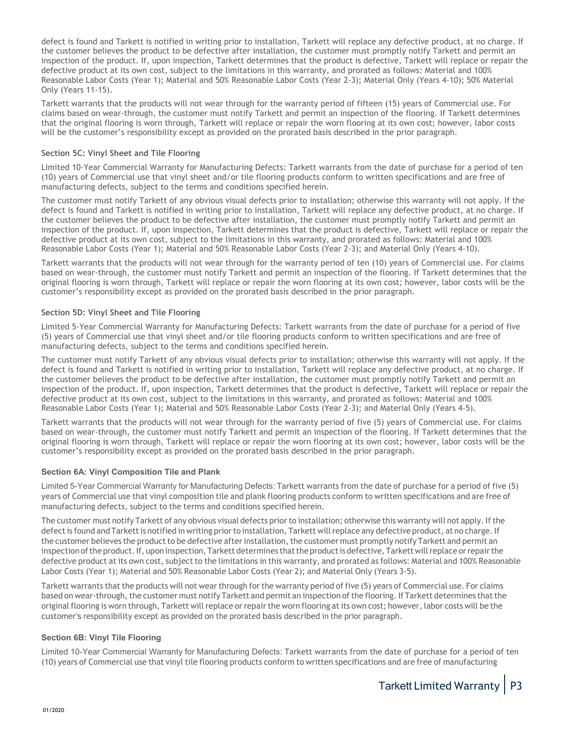defect is found and Tarkett is notified in writing prior to installation, Tarkett will replace any defective product, at no charge. If the customer believes the product to be defective after installation, the customer must promptly notify Tarkett and permit an inspection of the product. If, upon inspection, Tarkett determines that the product is defective, Tarkett will replace or repair the defective product at its own cost, subject to the limitations in this warranty, and prorated as follows: Material and 100% Reasonable Labor Costs (Year 1); Material and 50% Reasonable Labor Costs (Year 2-3); Material Only (Years 4-10); 50% Material Only (Years 11-15).

Tarkett warrants that the products will not wear through for the warranty period of fifteen (15) years of Commercial use. For claims based on wear-through, the customer must notify Tarkett and permit an inspection of the flooring. If Tarkett determines that the original flooring is worn through, Tarkett will replace or repair the worn flooring at its own cost; however, labor costs will be the customer's responsibility except as provided on the prorated basis described in the prior paragraph.

#### Section 5C: Vinyl Sheet and Tile Flooring

Limited 10-Year Commercial Warranty for Manufacturing Defects: Tarkett warrants from the date of purchase for a period of ten (10) years of Commercial use that vinyl sheet and/or tile flooring products conform to written specifications and are free of manufacturing defects, subject to the terms and conditions specified herein.

The customer must notify Tarkett of any obvious visual defects prior to installation; otherwise this warranty will not apply. If the defect is found and Tarkett is notified in writing prior to installation, Tarkett will replace any defective product, at no charge. If the customer believes the product to be defective after installation, the customer must promptly notify Tarkett and permit an inspection of the product. If, upon inspection, Tarkett determines that the product is defective, Tarkett will replace or repair the defective product at its own cost, subject to the limitations in this warranty, and prorated as follows: Material and 100% Reasonable Labor Costs (Year 1); Material and 50% Reasonable Labor Costs (Year 2-3); and Material Only (Years 4-10).

Tarkett warrants that the products will not wear through for the warranty period of ten (10) years of Commercial use. For claims based on wear-through, the customer must notify Tarkett and permit an inspection of the flooring. If Tarkett determines that the original flooring is worn through, Tarkett will replace or repair the worn flooring at its own cost; however, labor costs will be the customer's responsibility except as provided on the prorated basis described in the prior paragraph.

#### Section 5D: Vinyl Sheet and Tile Flooring

Limited 5-Year Commercial Warranty for Manufacturing Defects: Tarkett warrants from the date of purchase for a period of five (5) years of Commercial use that vinyl sheet and/or tile flooring products conform to written specifications and are free of manufacturing defects, subject to the terms and conditions specified herein.

The customer must notify Tarkett of any obvious visual defects prior to installation; otherwise this warranty will not apply. If the defect is found and Tarkett is notified in writing prior to installation, Tarkett will replace any defective product, at no charge. If the customer believes the product to be defective after installation, the customer must promptly notify Tarkett and permit an inspection of the product. If, upon inspection, Tarkett determines that the product is defective, Tarkett will replace or repair the defective product at its own cost, subject to the limitations in this warranty, and prorated as follows: Material and 100% Reasonable Labor Costs (Year 1); Material and 50% Reasonable Labor Costs (Year 2-3); and Material Only (Years 4-5).

Tarkett warrants that the products will not wear through for the warranty period of five (5) years of Commercial use. For claims based on wear-through, the customer must notify Tarkett and permit an inspection of the flooring. If Tarkett determines that the original flooring is worn through, Tarkett will replace or repair the worn flooring at its own cost; however, labor costs will be the customer's responsibility except as provided on the prorated basis described in the prior paragraph.

#### Section 6A: Vinyl Composition Tile and Plank

Limited 5-Year Commercial Warranty for Manufacturing Defects: Tarkett warrants from the date of purchase for a period of five (5) years of Commercial use that vinyl composition tile and plank flooring products conform to written specifications and are free of manufacturing defects, subject to the terms and conditions specified herein.

The customer must notify Tarkett of any obvious visual defects prior to installation; otherwise this warranty will not apply. If the defect is found and Tarkett is notified in writing prior to installation, Tarkett will replace any defective product, at no charge. If the customer believes the product to be defective after installation, the customer must promptly notify Tarkett and permit an inspection of the product. If, upon inspection, Tarkett determines that the product is defective, Tarkett will replace or repair the defective product at its own cost, subject to the limitations in this warranty, and prorated as follows: Material and 100% Reasonable Labor Costs (Year 1); Material and 50% Reasonable Labor Costs (Year 2); and Material Only (Years 3-5).

Tarkett warrants that the products will not wear through for the warranty period of five (5) years of Commercial use. For claims based on wear-through, the customer must notify Tarkett and permit an inspection of the flooring. If Tarkett determines that the original flooring is worn through, Tarkett will replace or repair the worn flooring at its own cost; however, labor costs will be the customer's responsibility except as provided on the prorated basis described in the prior paragraph.

#### Section 6B: Vinyl Tile Flooring

Limited 10-Year Commercial Warranty for Manufacturing Defects: Tarkett warrants from the date of purchase for a period of ten (10) years of Commercial use that vinyl tile flooring products conform to written specifications and are free of manufacturing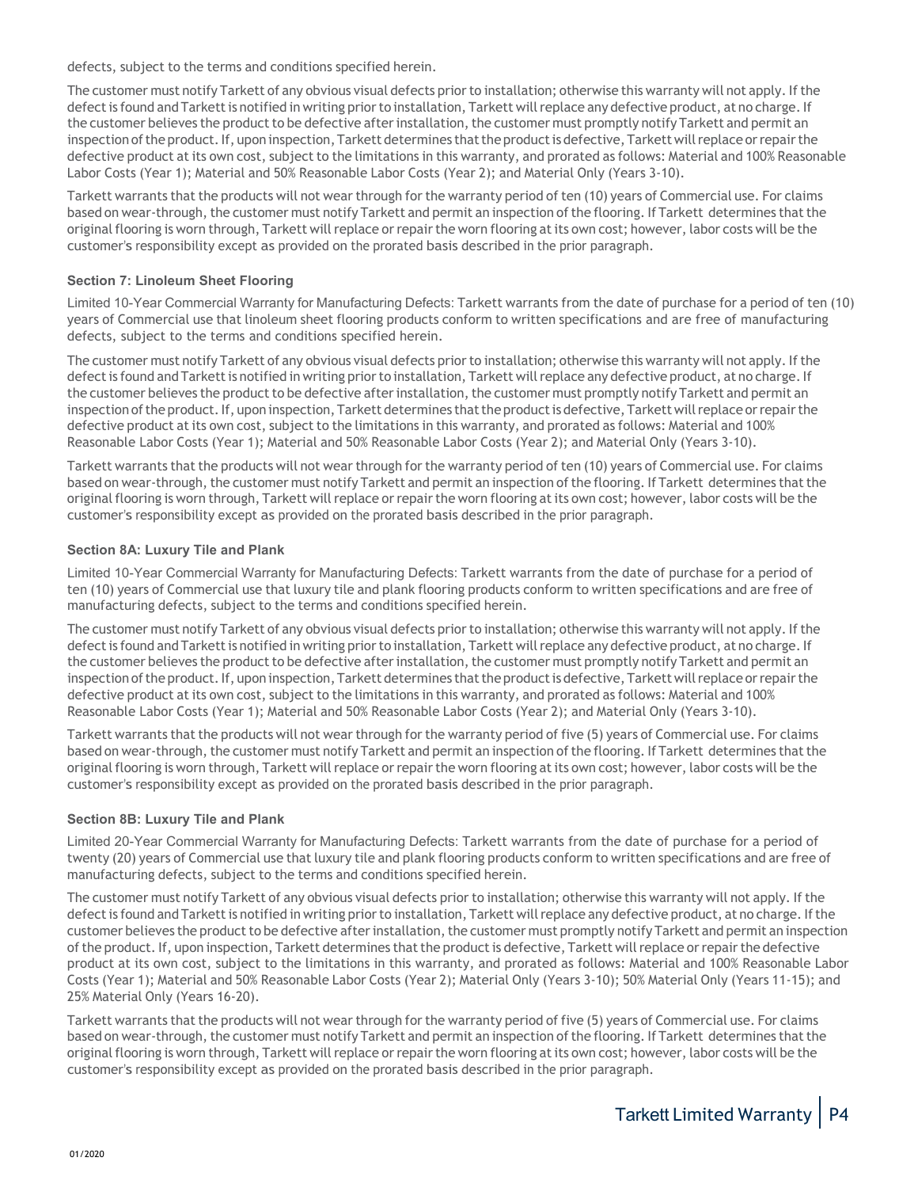defects, subject to the terms and conditions specified herein.

The customer must notify Tarkett of any obvious visual defects prior to installation; otherwise this warranty will not apply. If the defect is found and Tarkett is notified in writing prior to installation, Tarkett will replace any defective product, at no charge. If the customer believes the product to be defective after installation, the customer must promptly notify Tarkett and permit an inspection of the product. If, upon inspection, Tarkett determines that the product is defective, Tarkett will replace or repair the defective product at its own cost, subject to the limitations in this warranty, and prorated as follows: Material and 100% Reasonable Labor Costs (Year 1); Material and 50% Reasonable Labor Costs (Year 2); and Material Only (Years 3-10).

Tarkett warrants that the products will not wear through for the warranty period of ten (10) years of Commercial use. For claims based on wear-through, the customer must notify Tarkett and permit an inspection of the flooring. If Tarkett determines that the original flooring is worn through, Tarkett will replace or repair the worn flooring at its own cost; however, labor costs will be the customer's responsibility except as provided on the prorated basis described in the prior paragraph.

#### Section 7: Linoleum Sheet Flooring

Limited 10-Year Commercial Warranty for Manufacturing Defects: Tarkett warrants from the date of purchase for a period of ten (10) years of Commercial use that linoleum sheet flooring products conform to written specifications and are free of manufacturing defects, subject to the terms and conditions specified herein.

The customer must notify Tarkett of any obvious visual defects prior to installation; otherwise this warranty will not apply. If the defect is found and Tarkett is notified in writing prior to installation, Tarkett will replace any defective product, at no charge. If the customer believes the product to be defective after installation, the customer must promptly notify Tarkett and permit an inspection of the product. If, upon inspection, Tarkett determines that the product is defective, Tarkett will replace or repair the defective product at its own cost, subject to the limitations in this warranty, and prorated as follows: Material and 100% Reasonable Labor Costs (Year 1); Material and 50% Reasonable Labor Costs (Year 2); and Material Only (Years 3-10).

Tarkett warrants that the products will not wear through for the warranty period of ten (10) years of Commercial use. For claims based on wear-through, the customer must notify Tarkett and permit an inspection of the flooring. If Tarkett determines that the original flooring is worn through, Tarkett will replace or repair the worn flooring at its own cost; however, labor costs will be the customer's responsibility except as provided on the prorated basis described in the prior paragraph.

#### Section 8A: Luxury Tile and Plank

Limited 10-Year Commercial Warranty for Manufacturing Defects: Tarkett warrants from the date of purchase for a period of ten (10) years of Commercial use that luxury tile and plank flooring products conform to written specifications and are free of manufacturing defects, subject to the terms and conditions specified herein.

The customer must notify Tarkett of any obvious visual defects prior to installation; otherwise this warranty will not apply. If the defect is found and Tarkett is notified in writing prior to installation, Tarkett will replace any defective product, at no charge. If the customer believes the product to be defective after installation, the customer must promptly notify Tarkett and permit an inspection of the product. If, upon inspection, Tarkett determines that the product is defective, Tarkett will replace or repair the defective product at its own cost, subject to the limitations in this warranty, and prorated as follows: Material and 100% Reasonable Labor Costs (Year 1); Material and 50% Reasonable Labor Costs (Year 2); and Material Only (Years 3-10).

Tarkett warrants that the products will not wear through for the warranty period of five (5) years of Commercial use. For claims based on wear-through, the customer must notify Tarkett and permit an inspection of the flooring. If Tarkett determines that the original flooring is worn through, Tarkett will replace or repair the worn flooring at its own cost; however, labor costs will be the customer's responsibility except as provided on the prorated basis described in the prior paragraph.

#### Section 8B: Luxury Tile and Plank

Limited 20-Year Commercial Warranty for Manufacturing Defects: Tarkett warrants from the date of purchase for a period of twenty (20) years of Commercial use that luxury tile and plank flooring products conform to written specifications and are free of manufacturing defects, subject to the terms and conditions specified herein.

The customer must notify Tarkett of any obvious visual defects prior to installation; otherwise this warranty will not apply. If the defect is found and Tarkett is notified in writing prior to installation, Tarkett will replace any defective product, at no charge. If the customer believes the product to be defective after installation, the customer must promptly notify Tarkett and permit an inspection of the product. If, upon inspection, Tarkett determines that the product is defective, Tarkett will replace or repair the defective product at its own cost, subject to the limitations in this warranty, and prorated as follows: Material and 100% Reasonable Labor Costs (Year 1); Material and 50% Reasonable Labor Costs (Year 2); Material Only (Years 3-10); 50% Material Only (Years 11-15); and 25% Material Only (Years 16-20).

Tarkett warrants that the products will not wear through for the warranty period of five (5) years of Commercial use. For claims based on wear-through, the customer must notify Tarkett and permit an inspection of the flooring. If Tarkett determines that the original flooring is worn through, Tarkett will replace or repair the worn flooring at its own cost; however, labor costs will be the customer's responsibility except as provided on the prorated basis described in the prior paragraph.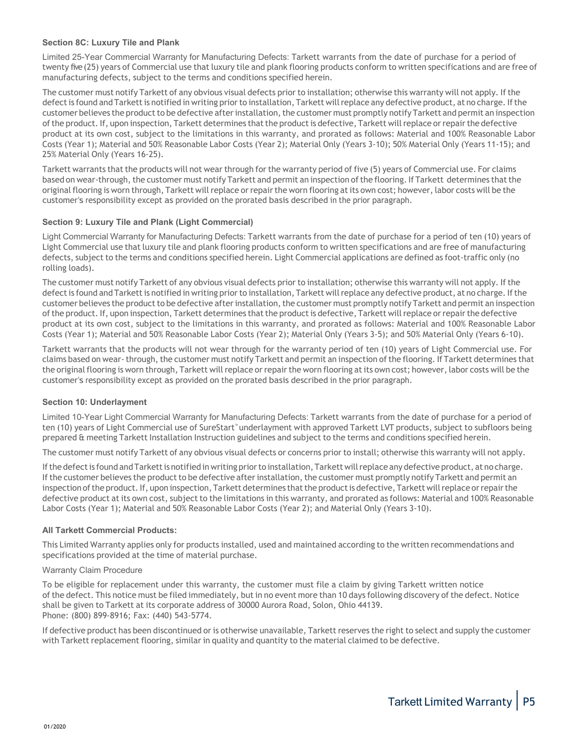### Section 8C: Luxury Tile and Plank

Limited 25-Year Commercial Warranty for Manufacturing Defects: Tarkett warrants from the date of purchase for a period of twenty five (25) years of Commercial use that luxury tile and plank flooring products conform to written specifications and are free of manufacturing defects, subject to the terms and conditions specified herein.

The customer must notify Tarkett of any obvious visual defects prior to installation; otherwise this warranty will not apply. If the defect is found and Tarkett is notified in writing prior to installation, Tarkett will replace any defective product, at no charge. If the customer believes the product to be defective after installation, the customer must promptly notify Tarkett and permit an inspection of the product. If, upon inspection, Tarkett determines that the product is defective, Tarkett will replace or repair the defective product at its own cost, subject to the limitations in this warranty, and prorated as follows: Material and 100% Reasonable Labor Costs (Year 1); Material and 50% Reasonable Labor Costs (Year 2); Material Only (Years 3-10); 50% Material Only (Years 11-15); and 25% Material Only (Years 16-25).

Tarkett warrants that the products will not wear through for the warranty period of five (5) years of Commercial use. For claims based on wear-through, the customer must notify Tarkett and permit an inspection of the flooring. If Tarkett determines that the original flooring is worn through, Tarkett will replace or repair the worn flooring at its own cost; however, labor costs will be the customer's responsibility except as provided on the prorated basis described in the prior paragraph.

### Section 9: Luxury Tile and Plank (Light Commercial)

Light Commercial Warranty for Manufacturing Defects: Tarkett warrants from the date of purchase for a period of ten (10) years of Light Commercial use that luxury tile and plank flooring products conform to written specifications and are free of manufacturing defects, subject to the terms and conditions specified herein. Light Commercial applications are defined as foot-traffic only (no rolling loads).

The customer must notify Tarkett of any obvious visual defects prior to installation; otherwise this warranty will not apply. If the defect is found and Tarkett is notified in writing prior to installation, Tarkett will replace any defective product, at no charge. If the customer believes the product to be defective after installation, the customer must promptly notify Tarkett and permit an inspection of the product. If, upon inspection, Tarkett determines that the product is defective, Tarkett will replace or repair the defective product at its own cost, subject to the limitations in this warranty, and prorated as follows: Material and 100% Reasonable Labor Costs (Year 1); Material and 50% Reasonable Labor Costs (Year 2); Material Only (Years 3-5); and 50% Material Only (Years 6-10).

Tarkett warrants that the products will not wear through for the warranty period of ten (10) years of Light Commercial use. For claims based on wear- through, the customer must notify Tarkett and permit an inspection of the flooring. If Tarkett determines that the original flooring is worn through, Tarkett will replace or repair the worn flooring at its own cost; however, labor costs will be the customer's responsibility except as provided on the prorated basis described in the prior paragraph.

### Section 10: Underlayment

Limited 10-Year Light Commercial Warranty for Manufacturing Defects: Tarkett warrants from the date of purchase for a period of ten (10) years of Light Commercial use of SureStart™ underlayment with approved Tarkett LVT products, subject to subfloors being prepared & meeting Tarkett Installation Instruction guidelines and subject to the terms and conditions specified herein.

The customer must notify Tarkett of any obvious visual defects or concerns prior to install; otherwise this warranty will not apply.

If the defect is found and Tarkett is notified in writing prior to installation, Tarkett will replace any defective product, at no charge. If the customer believes the product to be defective after installation, the customer must promptly notify Tarkett and permit an inspection of the product. If, upon inspection, Tarkett determines that the product is defective, Tarkett will replace or repair the defective product at its own cost, subject to the limitations in this warranty, and prorated as follows: Material and 100% Reasonable Labor Costs (Year 1); Material and 50% Reasonable Labor Costs (Year 2); and Material Only (Years 3-10).

### All Tarkett Commercial Products:

This Limited Warranty applies only for products installed, used and maintained according to the written recommendations and specifications provided at the time of material purchase.

Warranty Claim Procedure

To be eligible for replacement under this warranty, the customer must file a claim by giving Tarkett written notice of the defect. This notice must be filed immediately, but in no event more than 10 days following discovery of the defect. Notice shall be given to Tarkett at its corporate address of 30000 Aurora Road, Solon, Ohio 44139.
Phone: (800) 899-8916; Fax: (440) 543-5774.

If defective product has been discontinued or is otherwise unavailable, Tarkett reserves the right to select and supply the customer with Tarkett replacement flooring, similar in quality and quantity to the material claimed to be defective.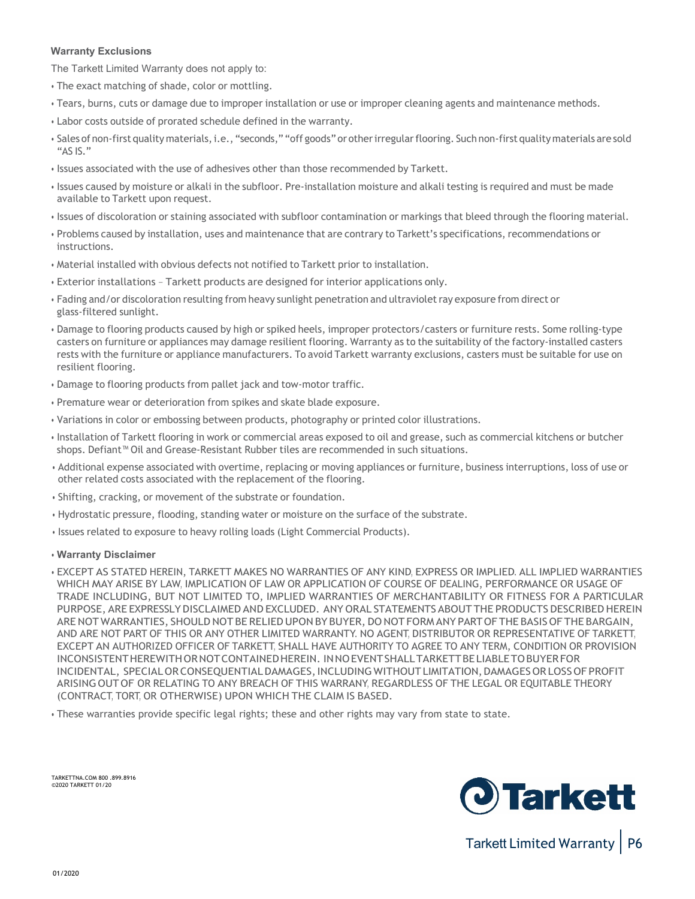### Warranty Exclusions

The Tarkett Limited Warranty does not apply to:

- The exact matching of shade, color or mottling.
- Tears, burns, cuts or damage due to improper installation or use or improper cleaning agents and maintenance methods.
- Labor costs outside of prorated schedule defined in the warranty.
- Sales of non-first quality materials, i.e., "seconds," "off goods" or other irregular flooring. Such non-first quality materials are sold "AS IS."
- Issues associated with the use of adhesives other than those recommended by Tarkett.
- Issues caused by moisture or alkali in the subfloor. Pre-installation moisture and alkali testing is required and must be made available to Tarkett upon request.
- Issues of discoloration or staining associated with subfloor contamination or markings that bleed through the flooring material.
- Problems caused by installation, uses and maintenance that are contrary to Tarkett's specifications, recommendations or instructions.
- Material installed with obvious defects not notified to Tarkett prior to installation.
- Exterior installations – Tarkett products are designed for interior applications only.
- Fading and/or discoloration resulting from heavy sunlight penetration and ultraviolet ray exposure from direct or glass-filtered sunlight.
- Damage to flooring products caused by high or spiked heels, improper protectors/casters or furniture rests. Some rolling-type casters on furniture or appliances may damage resilient flooring. Warranty as to the suitability of the factory-installed casters rests with the furniture or appliance manufacturers. To avoid Tarkett warranty exclusions, casters must be suitable for use on resilient flooring.
- Damage to flooring products from pallet jack and tow-motor traffic.
- Premature wear or deterioration from spikes and skate blade exposure.
- Variations in color or embossing between products, photography or printed color illustrations.
- Installation of Tarkett flooring in work or commercial areas exposed to oil and grease, such as commercial kitchens or butcher shops. Defiant™ Oil and Grease-Resistant Rubber tiles are recommended in such situations.
- Additional expense associated with overtime, replacing or moving appliances or furniture, business interruptions, loss of use or other related costs associated with the replacement of the flooring.
- Shifting, cracking, or movement of the substrate or foundation.
- Hydrostatic pressure, flooding, standing water or moisture on the surface of the substrate.
- Issues related to exposure to heavy rolling loads (Light Commercial Products).

- **Warranty Disclaimer**

- EXCEPT AS STATED HEREIN, TARKETT MAKES NO WARRANTIES OF ANY KIND, EXPRESS OR IMPLIED. ALL IMPLIED WARRANTIES WHICH MAY ARISE BY LAW, IMPLICATION OF LAW OR APPLICATION OF COURSE OF DEALING, PERFORMANCE OR USAGE OF TRADE INCLUDING, BUT NOT LIMITED TO, IMPLIED WARRANTIES OF MERCHANTABILITY OR FITNESS FOR A PARTICULAR PURPOSE, ARE EXPRESSLY DISCLAIMED AND EXCLUDED. ANY ORAL STATEMENTS ABOUT THE PRODUCTS DESCRIBED HEREIN ARE NOT WARRANTIES, SHOULD NOT BE RELIED UPON BY BUYER, DO NOT FORM ANY PART OF THE BASIS OF THE BARGAIN, AND ARE NOT PART OF THIS OR ANY OTHER LIMITED WARRANTY. NO AGENT, DISTRIBUTOR OR REPRESENTATIVE OF TARKETT, EXCEPT AN AUTHORIZED OFFICER OF TARKETT, SHALL HAVE AUTHORITY TO AGREE TO ANY TERM, CONDITION OR PROVISION INCONSISTENT HEREWITH OR NOT CONTAINED HEREIN. IN NO EVENT SHALL TARKETT BE LIABLE TO BUYER FOR INCIDENTAL, SPECIAL OR CONSEQUENTIAL DAMAGES, INCLUDING WITHOUT LIMITATION, DAMAGES OR LOSS OF PROFIT ARISING OUT OF OR RELATING TO ANY BREACH OF THIS WARRANY, REGARDLESS OF THE LEGAL OR EQUITABLE THEORY (CONTRACT, TORT, OR OTHERWISE) UPON WHICH THE CLAIM IS BASED.
- These warranties provide specific legal rights; these and other rights may vary from state to state.

TARKETTNA.COM 800 .899.8916
©2020 TARKETT 01/20

Tarkett

Tarkett Limited Warranty | P6

01/2020